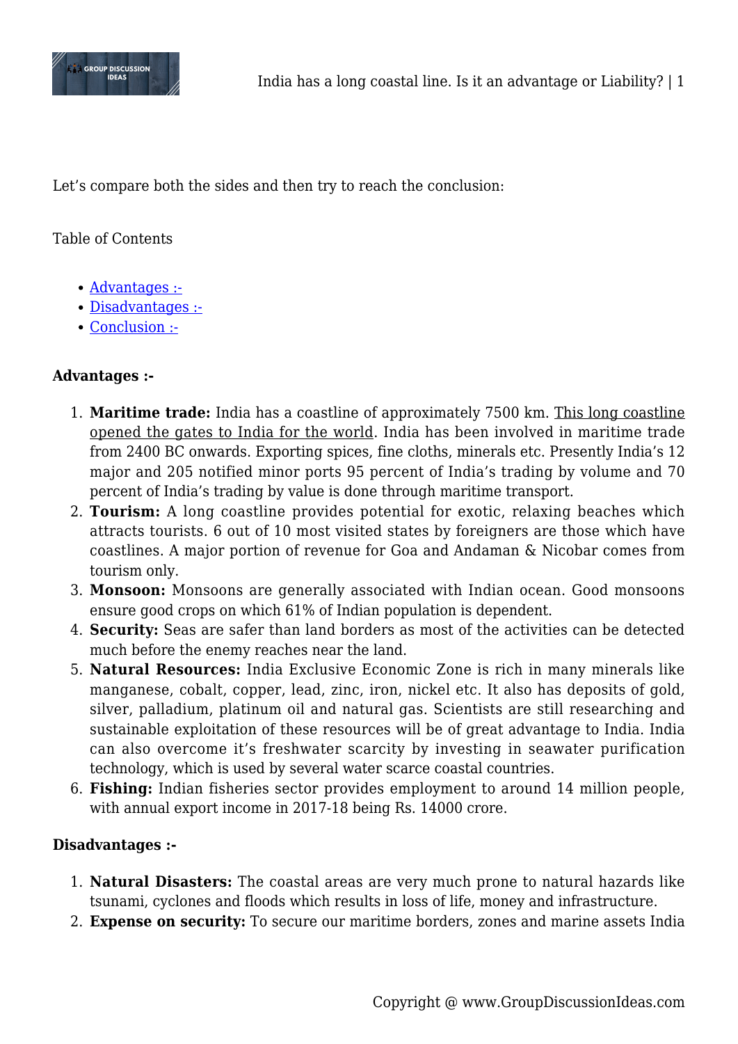Let's compare both the sides and then try to reach the conclusion:

Table of Contents

- Advantages :-
- Disadvantages :-
- Conclusion :-

**Advantages :-**

1. **Maritime trade:** India has a coastline of approximately 7500 km. This long coastline opened the gates to India for the world. India has been involved in maritime trade from 2400 BC onwards. Exporting spices, fine cloths, minerals etc. Presently India's 12 major and 205 notified minor ports 95 percent of India's trading by volume and 70 percent of India's trading by value is done through maritime transport.
2. **Tourism:** A long coastline provides potential for exotic, relaxing beaches which attracts tourists. 6 out of 10 most visited states by foreigners are those which have coastlines. A major portion of revenue for Goa and Andaman & Nicobar comes from tourism only.
3. **Monsoon:** Monsoons are generally associated with Indian ocean. Good monsoons ensure good crops on which 61% of Indian population is dependent.
4. **Security:** Seas are safer than land borders as most of the activities can be detected much before the enemy reaches near the land.
5. **Natural Resources:** India Exclusive Economic Zone is rich in many minerals like manganese, cobalt, copper, lead, zinc, iron, nickel etc. It also has deposits of gold, silver, palladium, platinum oil and natural gas. Scientists are still researching and sustainable exploitation of these resources will be of great advantage to India. India can also overcome it's freshwater scarcity by investing in seawater purification technology, which is used by several water scarce coastal countries.
6. **Fishing:** Indian fisheries sector provides employment to around 14 million people, with annual export income in 2017-18 being Rs. 14000 crore.

**Disadvantages :-**

1. **Natural Disasters:** The coastal areas are very much prone to natural hazards like tsunami, cyclones and floods which results in loss of life, money and infrastructure.
2. **Expense on security:** To secure our maritime borders, zones and marine assets India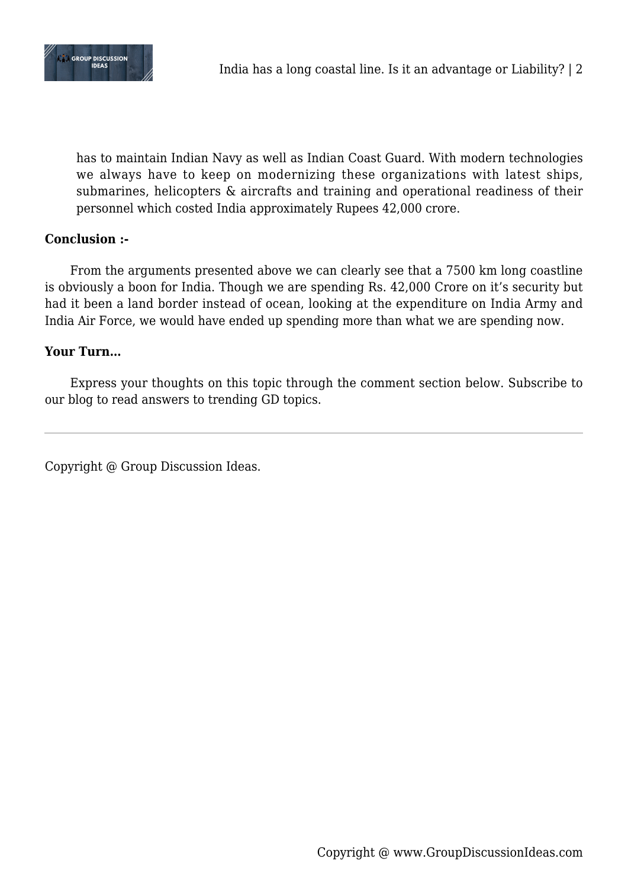has to maintain Indian Navy as well as Indian Coast Guard. With modern technologies we always have to keep on modernizing these organizations with latest ships, submarines, helicopters & aircrafts and training and operational readiness of their personnel which costed India approximately Rupees 42,000 crore.

**Conclusion :-**

From the arguments presented above we can clearly see that a 7500 km long coastline is obviously a boon for India. Though we are spending Rs. 42,000 Crore on it's security but had it been a land border instead of ocean, looking at the expenditure on India Army and India Air Force, we would have ended up spending more than what we are spending now.

**Your Turn…**

Express your thoughts on this topic through the comment section below. Subscribe to our blog to read answers to trending GD topics.

---

Copyright @ Group Discussion Ideas.